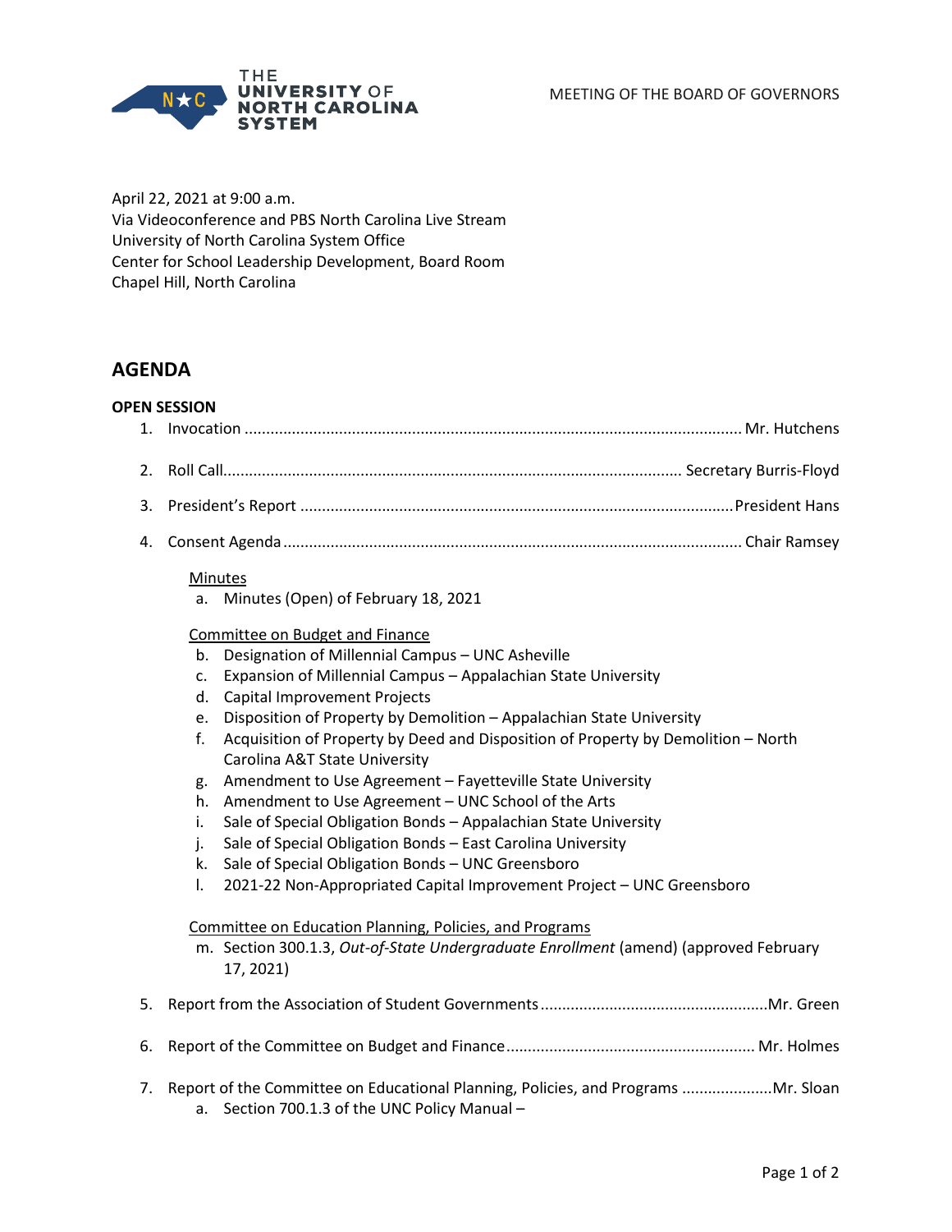THE UNIVERSITY OF NORTH CAROLINA SYSTEM

MEETING OF THE BOARD OF GOVERNORS

April 22, 2021 at 9:00 a.m.
Via Videoconference and PBS North Carolina Live Stream
University of North Carolina System Office
Center for School Leadership Development, Board Room
Chapel Hill, North Carolina

## AGENDA

**OPEN SESSION**

1. Invocation ........................................ Mr. Hutchens
2. Roll Call ........................................ Secretary Burris-Floyd
3. President's Report ........................................ President Hans
4. Consent Agenda ........................................ Chair Ramsey

   Minutes
   a. Minutes (Open) of February 18, 2021

   Committee on Budget and Finance
   b. Designation of Millennial Campus – UNC Asheville
   c. Expansion of Millennial Campus – Appalachian State University
   d. Capital Improvement Projects
   e. Disposition of Property by Demolition – Appalachian State University
   f. Acquisition of Property by Deed and Disposition of Property by Demolition – North Carolina A&T State University
   g. Amendment to Use Agreement – Fayetteville State University
   h. Amendment to Use Agreement – UNC School of the Arts
   i. Sale of Special Obligation Bonds – Appalachian State University
   j. Sale of Special Obligation Bonds – East Carolina University
   k. Sale of Special Obligation Bonds – UNC Greensboro
   l. 2021-22 Non-Appropriated Capital Improvement Project – UNC Greensboro

   Committee on Education Planning, Policies, and Programs
   m. Section 300.1.3, *Out-of-State Undergraduate Enrollment* (amend) (approved February 17, 2021)

5. Report from the Association of Student Governments ........................................ Mr. Green
6. Report of the Committee on Budget and Finance ........................................ Mr. Holmes
7. Report of the Committee on Educational Planning, Policies, and Programs ........................................ Mr. Sloan
   a. Section 700.1.3 of the UNC Policy Manual –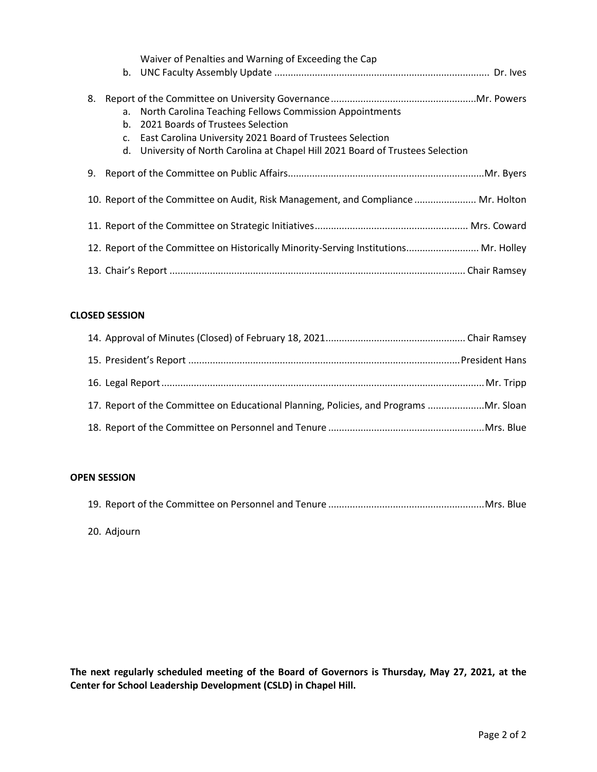Waiver of Penalties and Warning of Exceeding the Cap

   b. UNC Faculty Assembly Update ................................................................................ Dr. Ives

8. Report of the Committee on University Governance ......................................................Mr. Powers
   a. North Carolina Teaching Fellows Commission Appointments
   b. 2021 Boards of Trustees Selection
   c. East Carolina University 2021 Board of Trustees Selection
   d. University of North Carolina at Chapel Hill 2021 Board of Trustees Selection

9. Report of the Committee on Public Affairs.........................................................................Mr. Byers

10. Report of the Committee on Audit, Risk Management, and Compliance ....................... Mr. Holton

11. Report of the Committee on Strategic Initiatives......................................................... Mrs. Coward

12. Report of the Committee on Historically Minority-Serving Institutions........................... Mr. Holley

13. Chair's Report ............................................................................................................. Chair Ramsey

**CLOSED SESSION**

14. Approval of Minutes (Closed) of February 18, 2021.................................................... Chair Ramsey

15. President's Report ....................................................................................................President Hans

16. Legal Report ....................................................................................................................... Mr. Tripp

17. Report of the Committee on Educational Planning, Policies, and Programs .....................Mr. Sloan

18. Report of the Committee on Personnel and Tenure ..........................................................Mrs. Blue

**OPEN SESSION**

19. Report of the Committee on Personnel and Tenure ..........................................................Mrs. Blue

20. Adjourn

**The next regularly scheduled meeting of the Board of Governors is Thursday, May 27, 2021, at the Center for School Leadership Development (CSLD) in Chapel Hill.**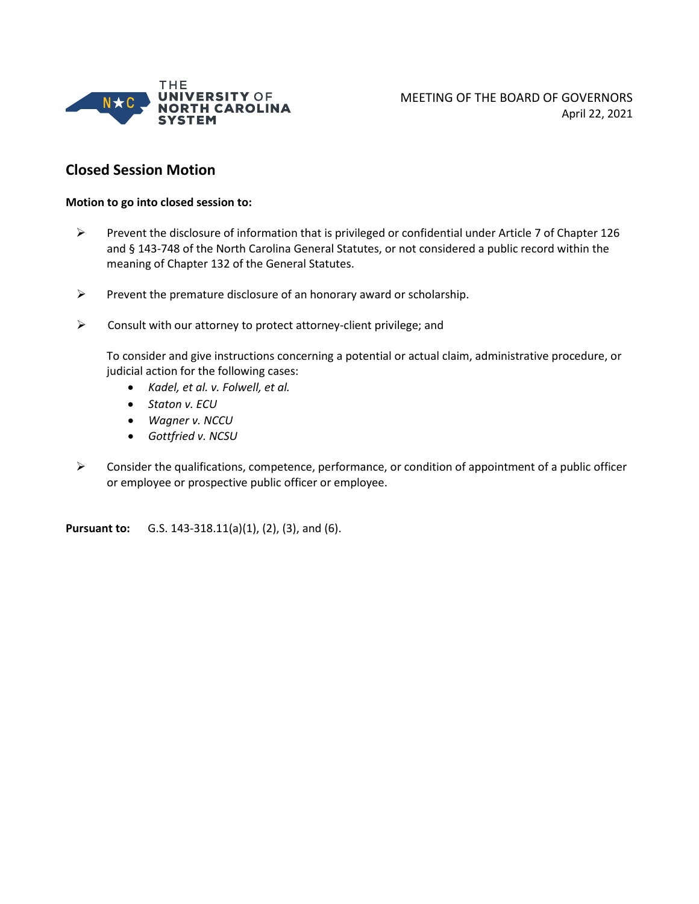THE UNIVERSITY OF NORTH CAROLINA SYSTEM

MEETING OF THE BOARD OF GOVERNORS
April 22, 2021

## Closed Session Motion

**Motion to go into closed session to:**

- Prevent the disclosure of information that is privileged or confidential under Article 7 of Chapter 126 and § 143-748 of the North Carolina General Statutes, or not considered a public record within the meaning of Chapter 132 of the General Statutes.

- Prevent the premature disclosure of an honorary award or scholarship.

- Consult with our attorney to protect attorney-client privilege; and

  To consider and give instructions concerning a potential or actual claim, administrative procedure, or judicial action for the following cases:
  - *Kadel, et al. v. Folwell, et al.*
  - *Staton v. ECU*
  - *Wagner v. NCCU*
  - *Gottfried v. NCSU*

- Consider the qualifications, competence, performance, or condition of appointment of a public officer or employee or prospective public officer or employee.

**Pursuant to:** G.S. 143-318.11(a)(1), (2), (3), and (6).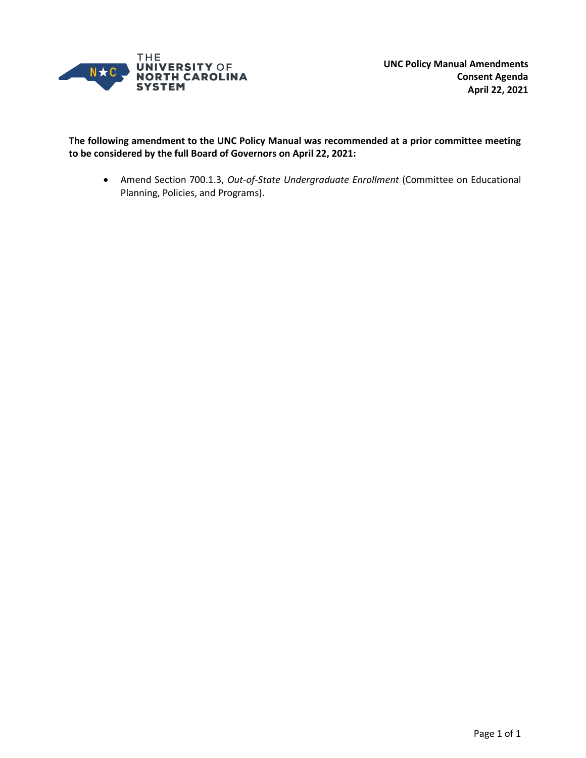**UNC Policy Manual Amendments**
**Consent Agenda**
**April 22, 2021**

**The following amendment to the UNC Policy Manual was recommended at a prior committee meeting to be considered by the full Board of Governors on April 22, 2021:**

- Amend Section 700.1.3, *Out-of-State Undergraduate Enrollment* (Committee on Educational Planning, Policies, and Programs).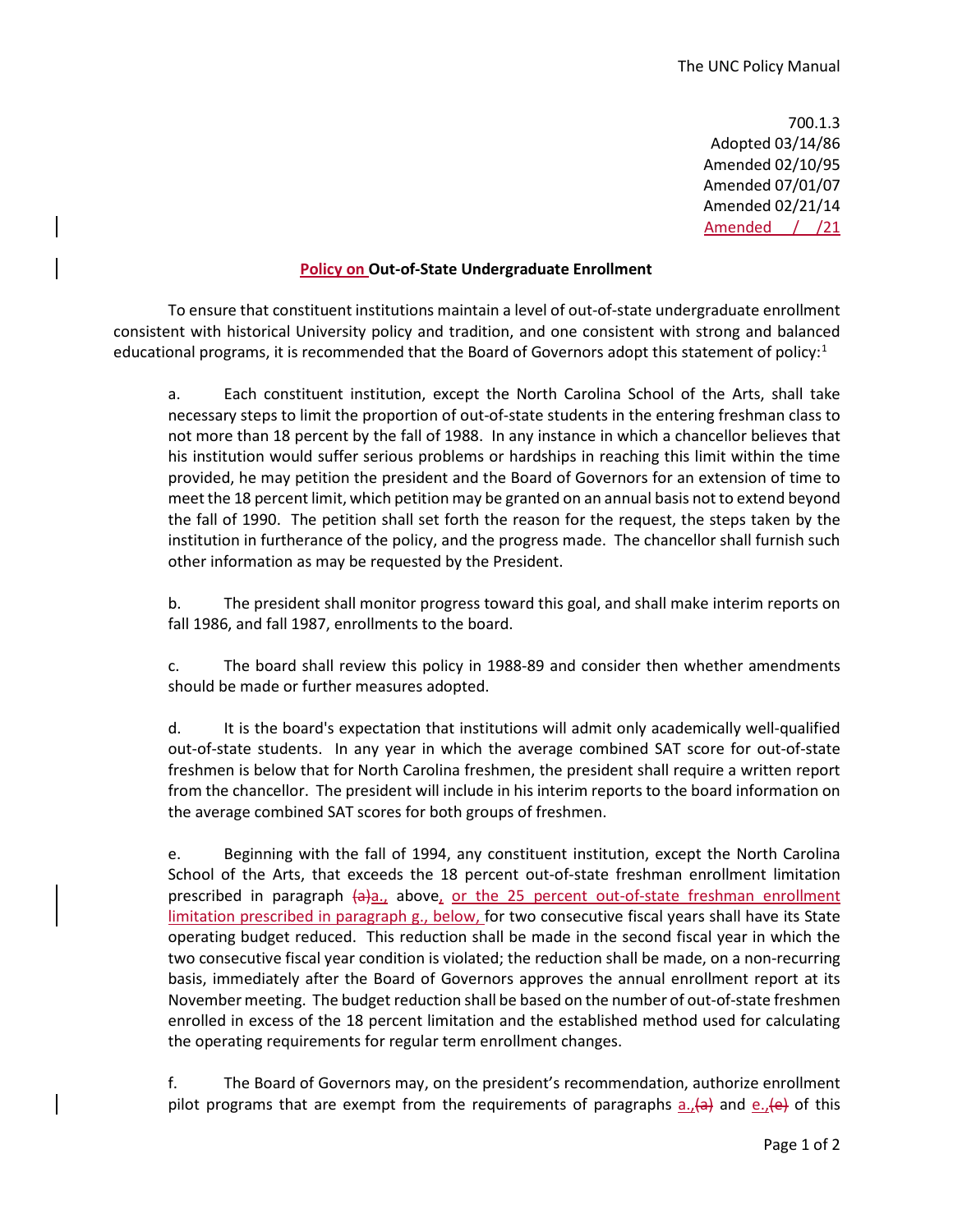700.1.3
Adopted 03/14/86
Amended 02/10/95
Amended 07/01/07
Amended 02/21/14
Amended / /21

## Policy on Out-of-State Undergraduate Enrollment

To ensure that constituent institutions maintain a level of out-of-state undergraduate enrollment consistent with historical University policy and tradition, and one consistent with strong and balanced educational programs, it is recommended that the Board of Governors adopt this statement of policy:[1]

a. Each constituent institution, except the North Carolina School of the Arts, shall take necessary steps to limit the proportion of out-of-state students in the entering freshman class to not more than 18 percent by the fall of 1988. In any instance in which a chancellor believes that his institution would suffer serious problems or hardships in reaching this limit within the time provided, he may petition the president and the Board of Governors for an extension of time to meet the 18 percent limit, which petition may be granted on an annual basis not to extend beyond the fall of 1990. The petition shall set forth the reason for the request, the steps taken by the institution in furtherance of the policy, and the progress made. The chancellor shall furnish such other information as may be requested by the President.

b. The president shall monitor progress toward this goal, and shall make interim reports on fall 1986, and fall 1987, enrollments to the board.

c. The board shall review this policy in 1988-89 and consider then whether amendments should be made or further measures adopted.

d. It is the board's expectation that institutions will admit only academically well-qualified out-of-state students. In any year in which the average combined SAT score for out-of-state freshmen is below that for North Carolina freshmen, the president shall require a written report from the chancellor. The president will include in his interim reports to the board information on the average combined SAT scores for both groups of freshmen.

e. Beginning with the fall of 1994, any constituent institution, except the North Carolina School of the Arts, that exceeds the 18 percent out-of-state freshman enrollment limitation prescribed in paragraph ~~(a)~~a., above, or the 25 percent out-of-state freshman enrollment limitation prescribed in paragraph g., below, for two consecutive fiscal years shall have its State operating budget reduced. This reduction shall be made in the second fiscal year in which the two consecutive fiscal year condition is violated; the reduction shall be made, on a non-recurring basis, immediately after the Board of Governors approves the annual enrollment report at its November meeting. The budget reduction shall be based on the number of out-of-state freshmen enrolled in excess of the 18 percent limitation and the established method used for calculating the operating requirements for regular term enrollment changes.

f. The Board of Governors may, on the president's recommendation, authorize enrollment pilot programs that are exempt from the requirements of paragraphs a.,~~(a)~~ and e.,~~(e)~~ of this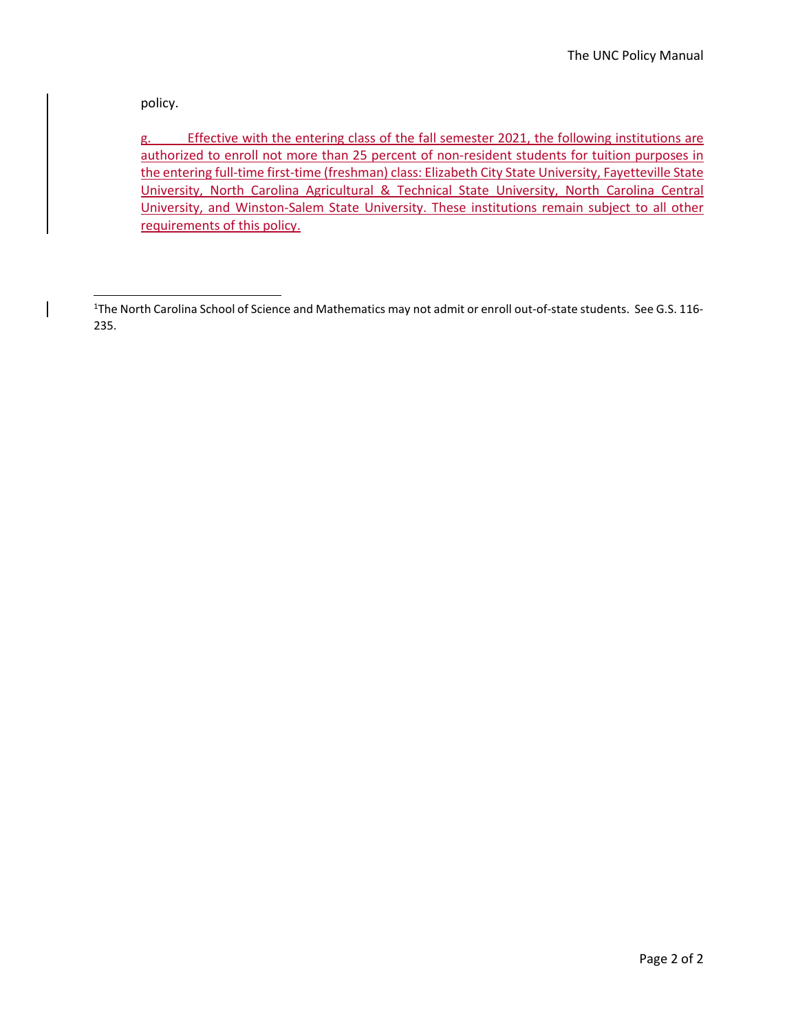policy.

g. Effective with the entering class of the fall semester 2021, the following institutions are authorized to enroll not more than 25 percent of non-resident students for tuition purposes in the entering full-time first-time (freshman) class: Elizabeth City State University, Fayetteville State University, North Carolina Agricultural & Technical State University, North Carolina Central University, and Winston-Salem State University. These institutions remain subject to all other requirements of this policy.

---

[1]The North Carolina School of Science and Mathematics may not admit or enroll out-of-state students. See G.S. 116-235.